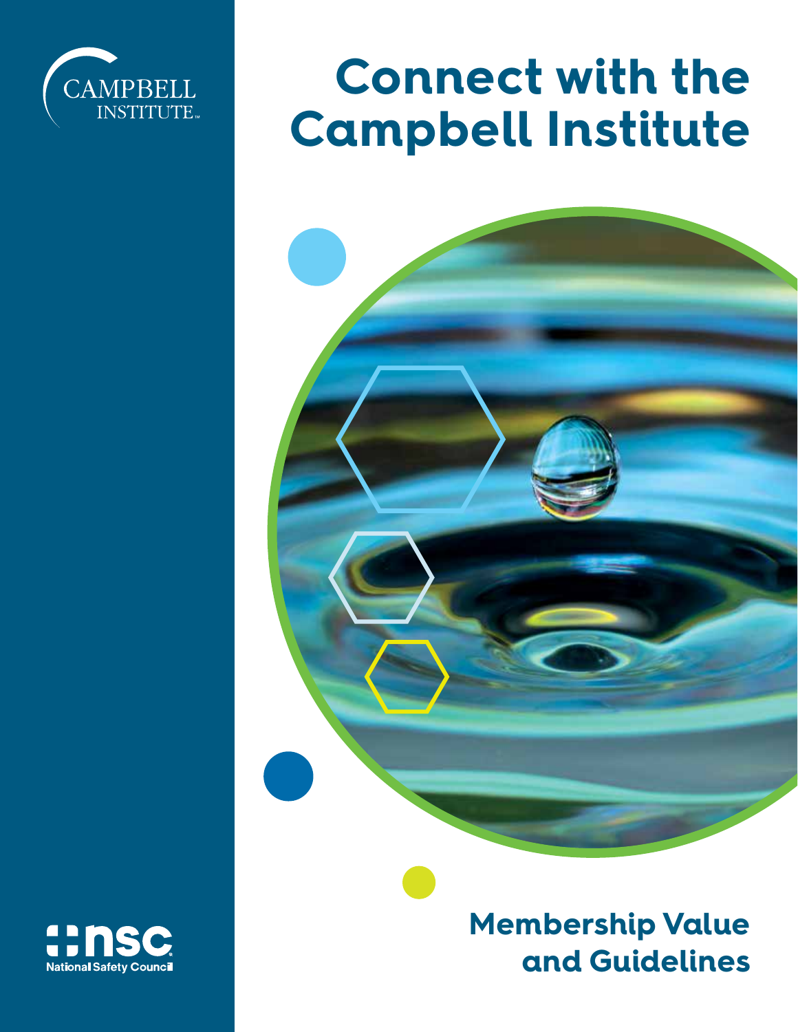CAMPBELL INSTITUTE™

# Connect with the Campbell Institute

## Membership Value and Guidelines

nsc National Safety Council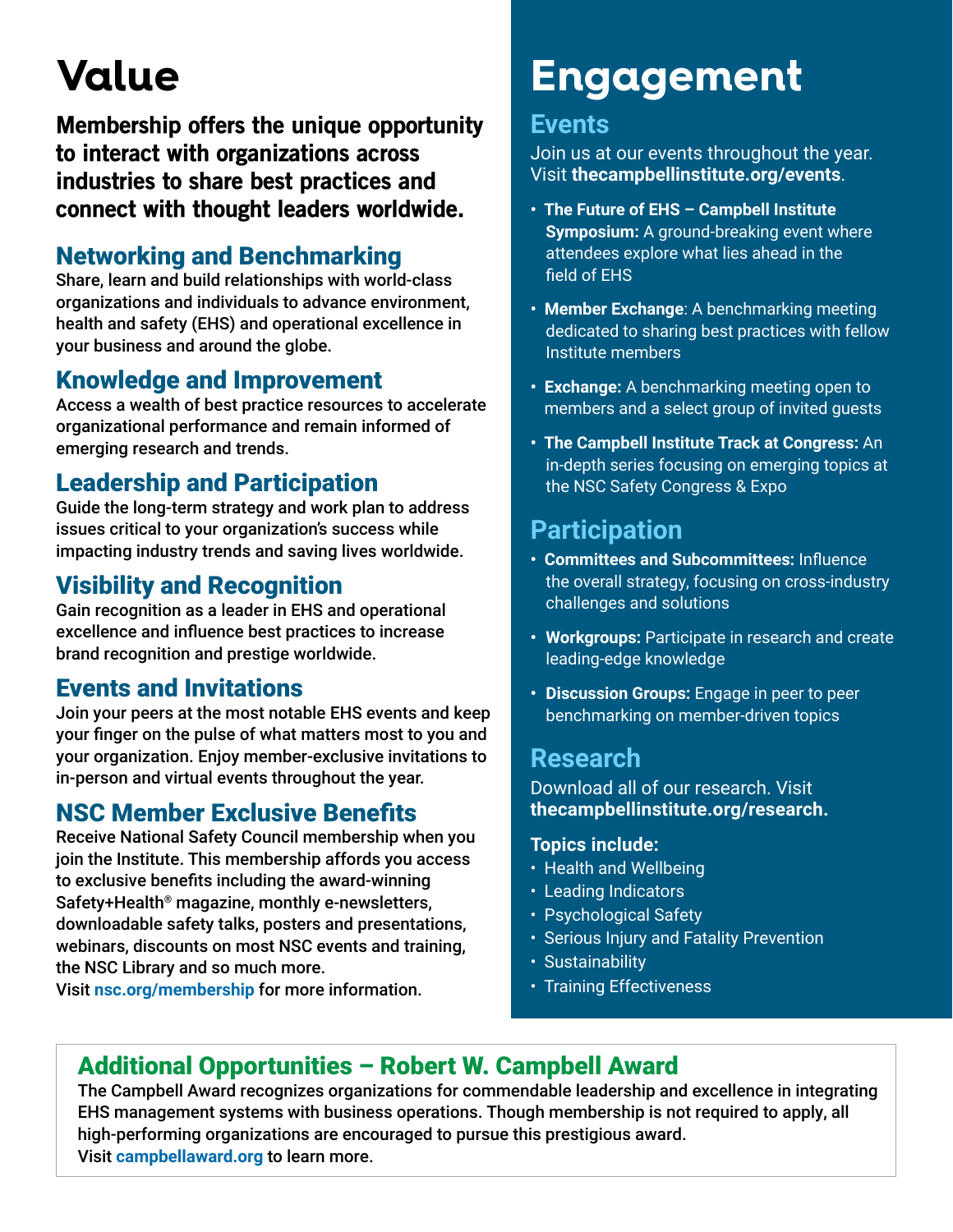# Value

**Membership offers the unique opportunity to interact with organizations across industries to share best practices and connect with thought leaders worldwide.**

## Networking and Benchmarking

Share, learn and build relationships with world-class organizations and individuals to advance environment, health and safety (EHS) and operational excellence in your business and around the globe.

## Knowledge and Improvement

Access a wealth of best practice resources to accelerate organizational performance and remain informed of emerging research and trends.

## Leadership and Participation

Guide the long-term strategy and work plan to address issues critical to your organization's success while impacting industry trends and saving lives worldwide.

## Visibility and Recognition

Gain recognition as a leader in EHS and operational excellence and influence best practices to increase brand recognition and prestige worldwide.

## Events and Invitations

Join your peers at the most notable EHS events and keep your finger on the pulse of what matters most to you and your organization. Enjoy member-exclusive invitations to in-person and virtual events throughout the year.

## NSC Member Exclusive Benefits

Receive National Safety Council membership when you join the Institute. This membership affords you access to exclusive benefits including the award-winning Safety+Health® magazine, monthly e-newsletters, downloadable safety talks, posters and presentations, webinars, discounts on most NSC events and training, the NSC Library and so much more.
Visit nsc.org/membership for more information.

# Engagement

## Events

Join us at our events throughout the year. Visit **thecampbellinstitute.org/events**.

- **The Future of EHS – Campbell Institute Symposium:** A ground-breaking event where attendees explore what lies ahead in the field of EHS
- **Member Exchange**: A benchmarking meeting dedicated to sharing best practices with fellow Institute members
- **Exchange:** A benchmarking meeting open to members and a select group of invited guests
- **The Campbell Institute Track at Congress:** An in-depth series focusing on emerging topics at the NSC Safety Congress & Expo

## Participation

- **Committees and Subcommittees:** Influence the overall strategy, focusing on cross-industry challenges and solutions
- **Workgroups:** Participate in research and create leading-edge knowledge
- **Discussion Groups:** Engage in peer to peer benchmarking on member-driven topics

## Research

Download all of our research. Visit **thecampbellinstitute.org/research.**

**Topics include:**

- Health and Wellbeing
- Leading Indicators
- Psychological Safety
- Serious Injury and Fatality Prevention
- Sustainability
- Training Effectiveness

## Additional Opportunities – Robert W. Campbell Award

The Campbell Award recognizes organizations for commendable leadership and excellence in integrating EHS management systems with business operations. Though membership is not required to apply, all high-performing organizations are encouraged to pursue this prestigious award.
Visit campbellaward.org to learn more.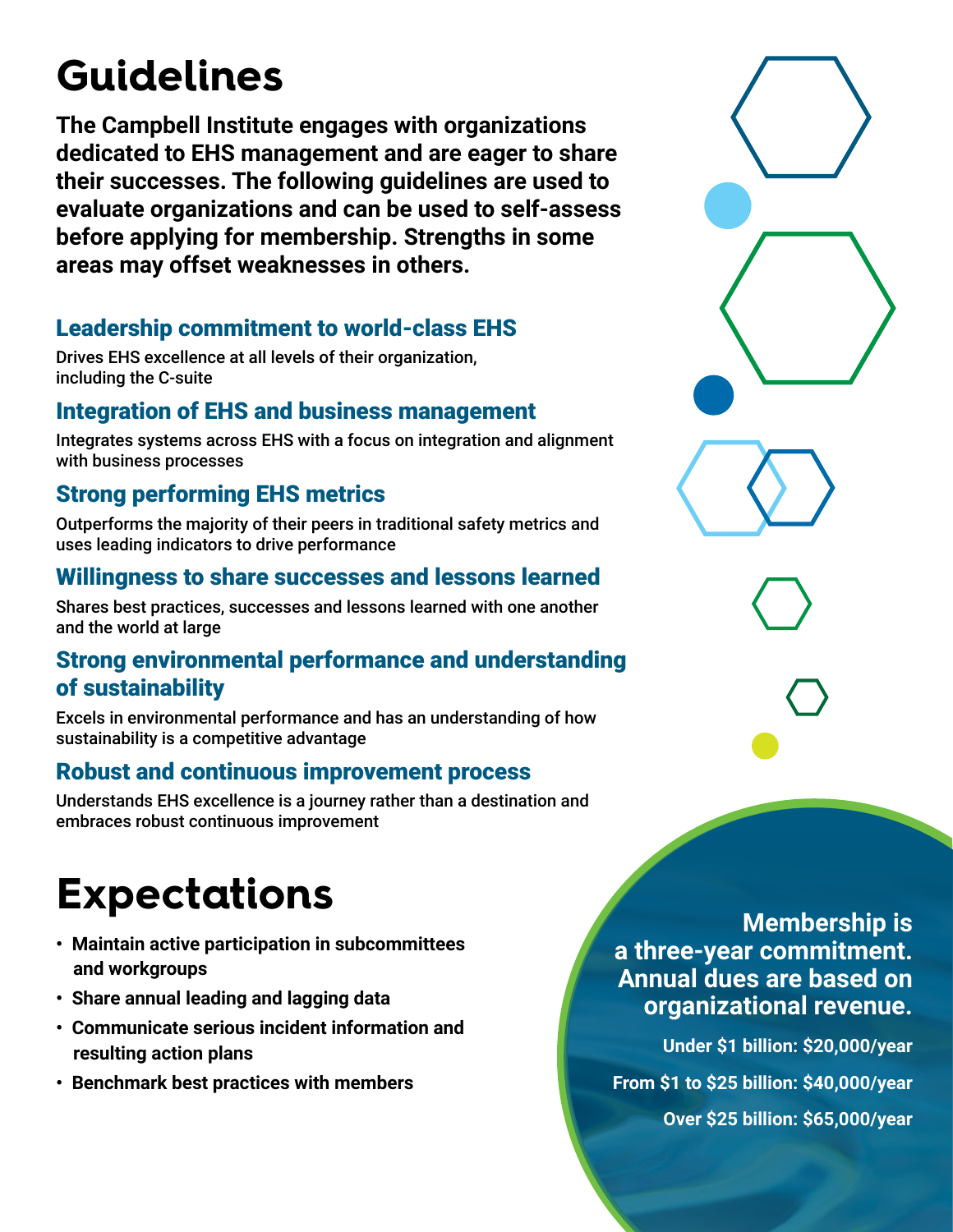# Guidelines

**The Campbell Institute engages with organizations dedicated to EHS management and are eager to share their successes. The following guidelines are used to evaluate organizations and can be used to self-assess before applying for membership. Strengths in some areas may offset weaknesses in others.**

### Leadership commitment to world-class EHS

Drives EHS excellence at all levels of their organization, including the C-suite

### Integration of EHS and business management

Integrates systems across EHS with a focus on integration and alignment with business processes

### Strong performing EHS metrics

Outperforms the majority of their peers in traditional safety metrics and uses leading indicators to drive performance

### Willingness to share successes and lessons learned

Shares best practices, successes and lessons learned with one another and the world at large

### Strong environmental performance and understanding of sustainability

Excels in environmental performance and has an understanding of how sustainability is a competitive advantage

### Robust and continuous improvement process

Understands EHS excellence is a journey rather than a destination and embraces robust continuous improvement

# Expectations

- **Maintain active participation in subcommittees and workgroups**
- **Share annual leading and lagging data**
- **Communicate serious incident information and resulting action plans**
- **Benchmark best practices with members**

**Membership is a three-year commitment. Annual dues are based on organizational revenue.**

**Under $1 billion: $20,000/year**

**From $1 to $25 billion: $40,000/year**

**Over $25 billion: $65,000/year**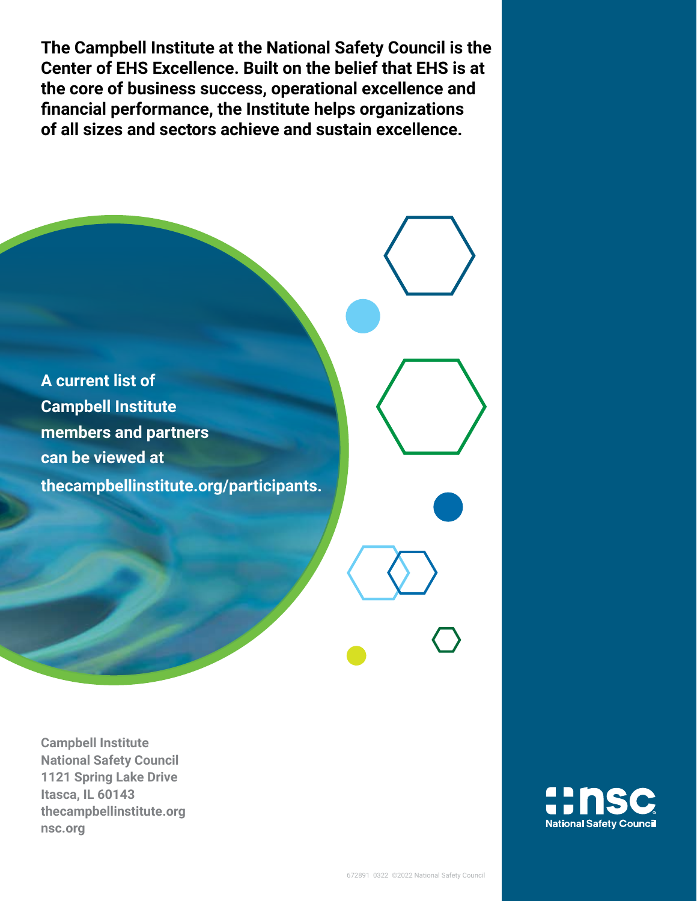**The Campbell Institute at the National Safety Council is the Center of EHS Excellence. Built on the belief that EHS is at the core of business success, operational excellence and financial performance, the Institute helps organizations of all sizes and sectors achieve and sustain excellence.**

**A current list of Campbell Institute members and partners can be viewed at thecampbellinstitute.org/participants.**

**Campbell Institute**
**National Safety Council**
**1121 Spring Lake Drive**
**Itasca, IL 60143**
**thecampbellinstitute.org**
**nsc.org**

nsc
National Safety Council

672891 0322 ©2022 National Safety Council